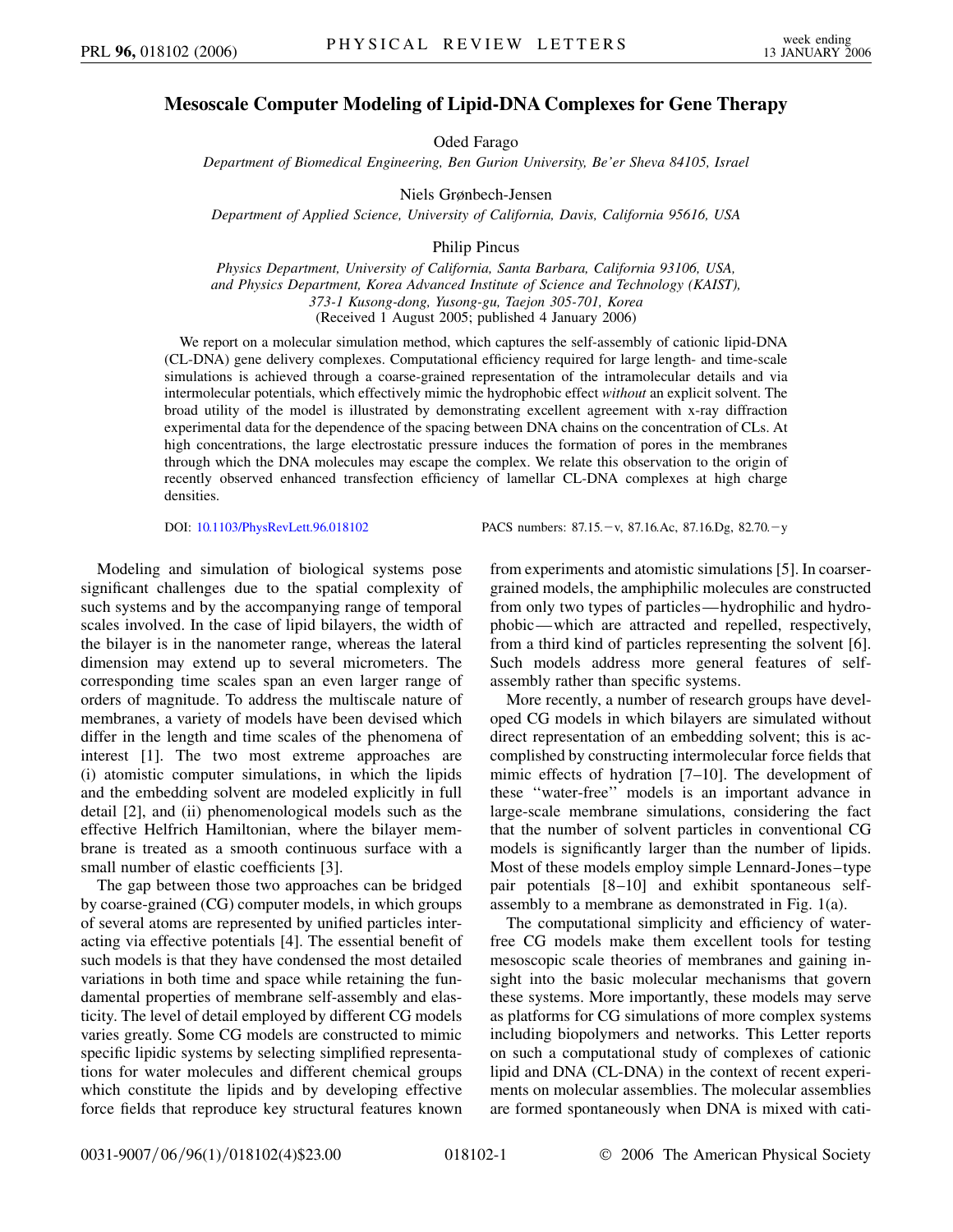# Mesoscale Computer Modeling of Lipid-DNA Complexes for Gene Therapy

Oded Farago

*Department of Biomedical Engineering, Ben Gurion University, Be'er Sheva 84105, Israel*

Niels Grønbech-Jensen

*Department of Applied Science, University of California, Davis, California 95616, USA*

Philip Pincus

*Physics Department, University of California, Santa Barbara, California 93106, USA, and Physics Department, Korea Advanced Institute of Science and Technology (KAIST), 373-1 Kusong-dong, Yusong-gu, Taejon 305-701, Korea*

(Received 1 August 2005; published 4 January 2006)

We report on a molecular simulation method, which captures the self-assembly of cationic lipid-DNA (CL-DNA) gene delivery complexes. Computational efficiency required for large length- and time-scale simulations is achieved through a coarse-grained representation of the intramolecular details and via intermolecular potentials, which effectively mimic the hydrophobic effect *without* an explicit solvent. The broad utility of the model is illustrated by demonstrating excellent agreement with x-ray diffraction experimental data for the dependence of the spacing between DNA chains on the concentration of CLs. At high concentrations, the large electrostatic pressure induces the formation of pores in the membranes through which the DNA molecules may escape the complex. We relate this observation to the origin of recently observed enhanced transfection efficiency of lamellar CL-DNA complexes at high charge densities.

DOI: 10.1103/PhysRevLett.96.018102 PACS numbers: 87.15.−v, 87.16.Ac, 87.16.Dg, 82.70.−y

Modeling and simulation of biological systems pose significant challenges due to the spatial complexity of such systems and by the accompanying range of temporal scales involved. In the case of lipid bilayers, the width of the bilayer is in the nanometer range, whereas the lateral dimension may extend up to several micrometers. The corresponding time scales span an even larger range of orders of magnitude. To address the multiscale nature of membranes, a variety of models have been devised which differ in the length and time scales of the phenomena of interest [1]. The two most extreme approaches are (i) atomistic computer simulations, in which the lipids and the embedding solvent are modeled explicitly in full detail [2], and (ii) phenomenological models such as the effective Helfrich Hamiltonian, where the bilayer membrane is treated as a smooth continuous surface with a small number of elastic coefficients [3].

The gap between those two approaches can be bridged by coarse-grained (CG) computer models, in which groups of several atoms are represented by unified particles interacting via effective potentials [4]. The essential benefit of such models is that they have condensed the most detailed variations in both time and space while retaining the fundamental properties of membrane self-assembly and elasticity. The level of detail employed by different CG models varies greatly. Some CG models are constructed to mimic specific lipidic systems by selecting simplified representations for water molecules and different chemical groups which constitute the lipids and by developing effective force fields that reproduce key structural features known from experiments and atomistic simulations [5]. In coarser-grained models, the amphiphilic molecules are constructed from only two types of particles—hydrophilic and hydrophobic—which are attracted and repelled, respectively, from a third kind of particles representing the solvent [6]. Such models address more general features of self-assembly rather than specific systems.

More recently, a number of research groups have developed CG models in which bilayers are simulated without direct representation of an embedding solvent; this is accomplished by constructing intermolecular force fields that mimic effects of hydration [7–10]. The development of these "water-free" models is an important advance in large-scale membrane simulations, considering the fact that the number of solvent particles in conventional CG models is significantly larger than the number of lipids. Most of these models employ simple Lennard-Jones–type pair potentials [8–10] and exhibit spontaneous self-assembly to a membrane as demonstrated in Fig. 1(a).

The computational simplicity and efficiency of water-free CG models make them excellent tools for testing mesoscopic scale theories of membranes and gaining insight into the basic molecular mechanisms that govern these systems. More importantly, these models may serve as platforms for CG simulations of more complex systems including biopolymers and networks. This Letter reports on such a computational study of complexes of cationic lipid and DNA (CL-DNA) in the context of recent experiments on molecular assemblies. The molecular assemblies are formed spontaneously when DNA is mixed with cati-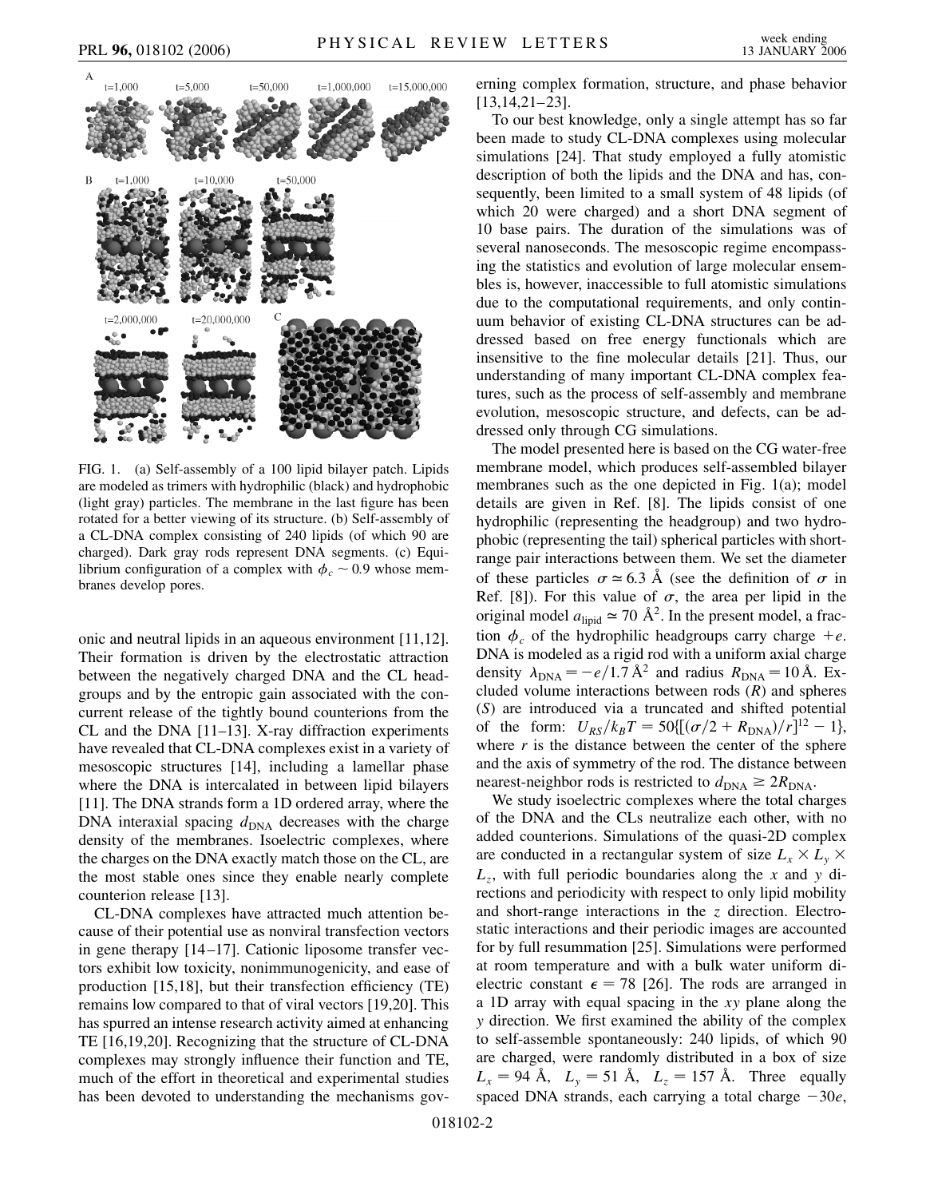FIG. 1. (a) Self-assembly of a 100 lipid bilayer patch. Lipids are modeled as trimers with hydrophilic (black) and hydrophobic (light gray) particles. The membrane in the last figure has been rotated for a better viewing of its structure. (b) Self-assembly of a CL-DNA complex consisting of 240 lipids (of which 90 are charged). Dark gray rods represent DNA segments. (c) Equilibrium configuration of a complex with $\phi_c \sim 0.9$ whose membranes develop pores.

onic and neutral lipids in an aqueous environment [11,12]. Their formation is driven by the electrostatic attraction between the negatively charged DNA and the CL headgroups and by the entropic gain associated with the concurrent release of the tightly bound counterions from the CL and the DNA [11–13]. X-ray diffraction experiments have revealed that CL-DNA complexes exist in a variety of mesoscopic structures [14], including a lamellar phase where the DNA is intercalated in between lipid bilayers [11]. The DNA strands form a 1D ordered array, where the DNA interaxial spacing $d_{\rm DNA}$ decreases with the charge density of the membranes. Isoelectric complexes, where the charges on the DNA exactly match those on the CL, are the most stable ones since they enable nearly complete counterion release [13].

CL-DNA complexes have attracted much attention because of their potential use as nonviral transfection vectors in gene therapy [14–17]. Cationic liposome transfer vectors exhibit low toxicity, nonimmunogenicity, and ease of production [15,18], but their transfection efficiency (TE) remains low compared to that of viral vectors [19,20]. This has spurred an intense research activity aimed at enhancing TE [16,19,20]. Recognizing that the structure of CL-DNA complexes may strongly influence their function and TE, much of the effort in theoretical and experimental studies has been devoted to understanding the mechanisms governing complex formation, structure, and phase behavior [13,14,21–23].

To our best knowledge, only a single attempt has so far been made to study CL-DNA complexes using molecular simulations [24]. That study employed a fully atomistic description of both the lipids and the DNA and has, consequently, been limited to a small system of 48 lipids (of which 20 were charged) and a short DNA segment of 10 base pairs. The duration of the simulations was of several nanoseconds. The mesoscopic regime encompassing the statistics and evolution of large molecular ensembles is, however, inaccessible to full atomistic simulations due to the computational requirements, and only continuum behavior of existing CL-DNA structures can be addressed based on free energy functionals which are insensitive to the fine molecular details [21]. Thus, our understanding of many important CL-DNA complex features, such as the process of self-assembly and membrane evolution, mesoscopic structure, and defects, can be addressed only through CG simulations.

The model presented here is based on the CG water-free membrane model, which produces self-assembled bilayer membranes such as the one depicted in Fig. 1(a); model details are given in Ref. [8]. The lipids consist of one hydrophilic (representing the headgroup) and two hydrophobic (representing the tail) spherical particles with short-range pair interactions between them. We set the diameter of these particles $\sigma \simeq 6.3$ Å (see the definition of $\sigma$ in Ref. [8]). For this value of $\sigma$, the area per lipid in the original model $a_{\rm lipid} \simeq 70$ Å$^2$. In the present model, a fraction $\phi_c$ of the hydrophilic headgroups carry charge $+e$. DNA is modeled as a rigid rod with a uniform axial charge density $\lambda_{\rm DNA} = -e/1.7$ Å$^2$ and radius $R_{\rm DNA} = 10$ Å. Excluded volume interactions between rods ($R$) and spheres ($S$) are introduced via a truncated and shifted potential of the form: $U_{RS}/k_BT = 50\{[(\sigma/2 + R_{\rm DNA})/r]^{12} - 1\}$, where $r$ is the distance between the center of the sphere and the axis of symmetry of the rod. The distance between nearest-neighbor rods is restricted to $d_{\rm DNA} \geq 2R_{\rm DNA}$.

We study isoelectric complexes where the total charges of the DNA and the CLs neutralize each other, with no added counterions. Simulations of the quasi-2D complex are conducted in a rectangular system of size $L_x \times L_y \times L_z$, with full periodic boundaries along the $x$ and $y$ directions and periodicity with respect to only lipid mobility and short-range interactions in the $z$ direction. Electrostatic interactions and their periodic images are accounted for by full resummation [25]. Simulations were performed at room temperature and with a bulk water uniform dielectric constant $\epsilon = 78$ [26]. The rods are arranged in a 1D array with equal spacing in the $xy$ plane along the $y$ direction. We first examined the ability of the complex to self-assemble spontaneously: 240 lipids, of which 90 are charged, were randomly distributed in a box of size $L_x = 94$ Å, $L_y = 51$ Å, $L_z = 157$ Å. Three equally spaced DNA strands, each carrying a total charge $-30e$,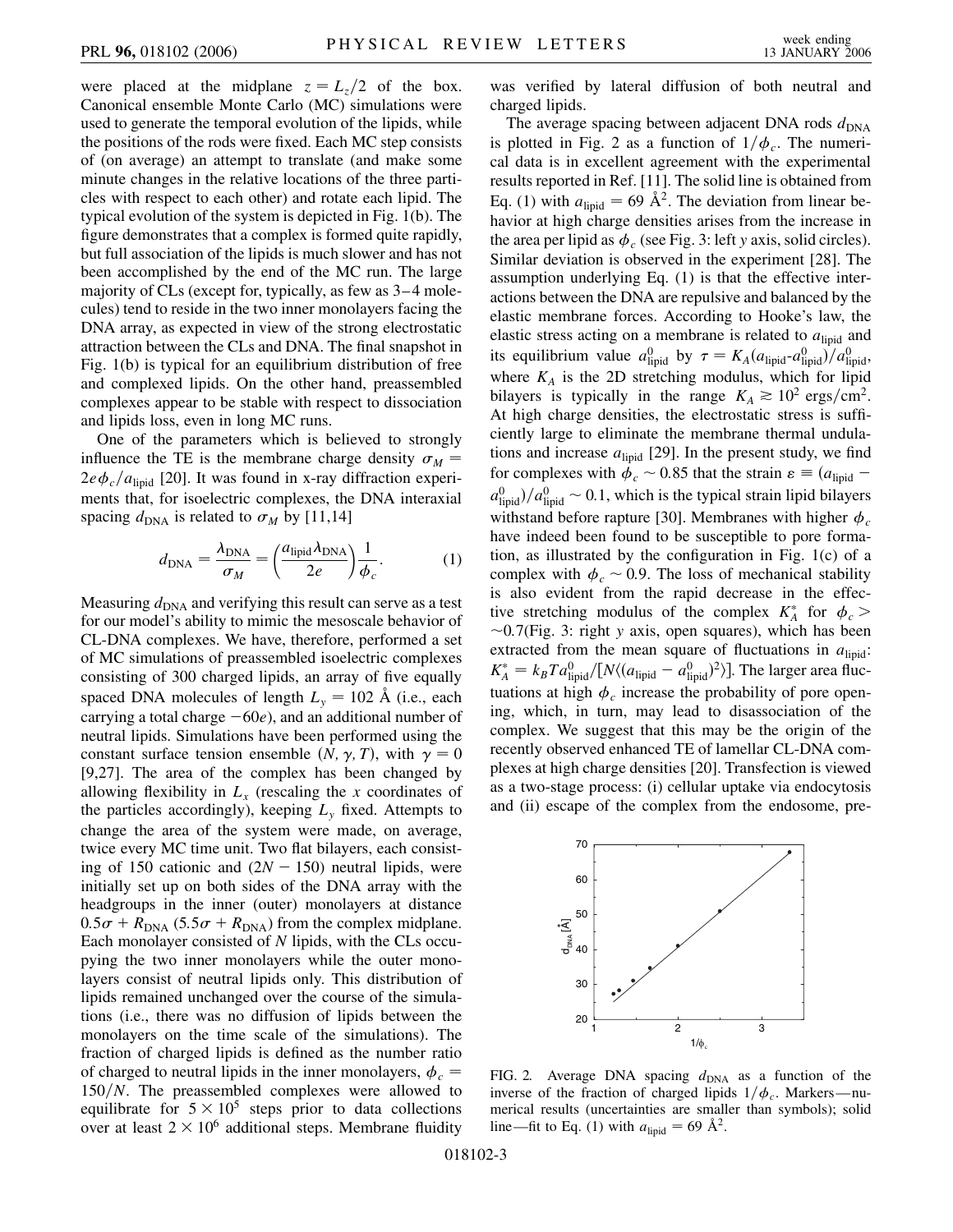were placed at the midplane $z = L_z/2$ of the box. Canonical ensemble Monte Carlo (MC) simulations were used to generate the temporal evolution of the lipids, while the positions of the rods were fixed. Each MC step consists of (on average) an attempt to translate (and make some minute changes in the relative locations of the three particles with respect to each other) and rotate each lipid. The typical evolution of the system is depicted in Fig. 1(b). The figure demonstrates that a complex is formed quite rapidly, but full association of the lipids is much slower and has not been accomplished by the end of the MC run. The large majority of CLs (except for, typically, as few as 3–4 molecules) tend to reside in the two inner monolayers facing the DNA array, as expected in view of the strong electrostatic attraction between the CLs and DNA. The final snapshot in Fig. 1(b) is typical for an equilibrium distribution of free and complexed lipids. On the other hand, preassembled complexes appear to be stable with respect to dissociation and lipids loss, even in long MC runs.

One of the parameters which is believed to strongly influence the TE is the membrane charge density $\sigma_M = 2e\phi_c/a_{\text{lipid}}$ [20]. It was found in x-ray diffraction experiments that, for isoelectric complexes, the DNA interaxial spacing $d_{\text{DNA}}$ is related to $\sigma_M$ by [11,14]

$$d_{\text{DNA}} = \frac{\lambda_{\text{DNA}}}{\sigma_M} = \left(\frac{a_{\text{lipid}}\lambda_{\text{DNA}}}{2e}\right)\frac{1}{\phi_c}. \tag{1}$$

Measuring $d_{\text{DNA}}$ and verifying this result can serve as a test for our model's ability to mimic the mesoscale behavior of CL-DNA complexes. We have, therefore, performed a set of MC simulations of preassembled isoelectric complexes consisting of 300 charged lipids, an array of five equally spaced DNA molecules of length $L_y = 102$ Å (i.e., each carrying a total charge $-60e$), and an additional number of neutral lipids. Simulations have been performed using the constant surface tension ensemble $(N, \gamma, T)$, with $\gamma = 0$ [9,27]. The area of the complex has been changed by allowing flexibility in $L_x$ (rescaling the $x$ coordinates of the particles accordingly), keeping $L_y$ fixed. Attempts to change the area of the system were made, on average, twice every MC time unit. Two flat bilayers, each consisting of 150 cationic and $(2N - 150)$ neutral lipids, were initially set up on both sides of the DNA array with the headgroups in the inner (outer) monolayers at distance $0.5\sigma + R_{\text{DNA}}$ $(5.5\sigma + R_{\text{DNA}})$ from the complex midplane. Each monolayer consisted of $N$ lipids, with the CLs occupying the two inner monolayers while the outer monolayers consist of neutral lipids only. This distribution of lipids remained unchanged over the course of the simulations (i.e., there was no diffusion of lipids between the monolayers on the time scale of the simulations). The fraction of charged lipids is defined as the number ratio of charged to neutral lipids in the inner monolayers, $\phi_c = 150/N$. The preassembled complexes were allowed to equilibrate for $5 \times 10^5$ steps prior to data collections over at least $2 \times 10^6$ additional steps. Membrane fluidity was verified by lateral diffusion of both neutral and charged lipids.

The average spacing between adjacent DNA rods $d_{\text{DNA}}$ is plotted in Fig. 2 as a function of $1/\phi_c$. The numerical data is in excellent agreement with the experimental results reported in Ref. [11]. The solid line is obtained from Eq. (1) with $a_{\text{lipid}} = 69$ Å$^2$. The deviation from linear behavior at high charge densities arises from the increase in the area per lipid as $\phi_c$ (see Fig. 3: left $y$ axis, solid circles). Similar deviation is observed in the experiment [28]. The assumption underlying Eq. (1) is that the effective interactions between the DNA are repulsive and balanced by the elastic membrane forces. According to Hooke's law, the elastic stress acting on a membrane is related to $a_{\text{lipid}}$ and its equilibrium value $a^0_{\text{lipid}}$ by $\tau = K_A(a_{\text{lipid}}\text{-}a^0_{\text{lipid}})/a^0_{\text{lipid}}$, where $K_A$ is the 2D stretching modulus, which for lipid bilayers is typically in the range $K_A \gtrsim 10^2$ ergs/cm$^2$. At high charge densities, the electrostatic stress is sufficiently large to eliminate the membrane thermal undulations and increase $a_{\text{lipid}}$ [29]. In the present study, we find for complexes with $\phi_c \sim 0.85$ that the strain $\varepsilon \equiv (a_{\text{lipid}} - a^0_{\text{lipid}})/a^0_{\text{lipid}} \sim 0.1$, which is the typical strain lipid bilayers withstand before rapture [30]. Membranes with higher $\phi_c$ have indeed been found to be susceptible to pore formation, as illustrated by the configuration in Fig. 1(c) of a complex with $\phi_c \sim 0.9$. The loss of mechanical stability is also evident from the rapid decrease in the effective stretching modulus of the complex $K^*_A$ for $\phi_c > \sim 0.7$(Fig. 3: right $y$ axis, open squares), which has been extracted from the mean square of fluctuations in $a_{\text{lipid}}$: $K^*_A = k_B T a^0_{\text{lipid}}/[N\langle(a_{\text{lipid}} - a^0_{\text{lipid}})^2\rangle]$. The larger area fluctuations at high $\phi_c$ increase the probability of pore opening, which, in turn, may lead to disassociation of the complex. We suggest that this may be the origin of the recently observed enhanced TE of lamellar CL-DNA complexes at high charge densities [20]. Transfection is viewed as a two-stage process: (i) cellular uptake via endocytosis and (ii) escape of the complex from the endosome, pre-

FIG. 2. Average DNA spacing $d_{\text{DNA}}$ as a function of the inverse of the fraction of charged lipids $1/\phi_c$. Markers—numerical results (uncertainties are smaller than symbols); solid line—fit to Eq. (1) with $a_{\text{lipid}} = 69$ Å$^2$.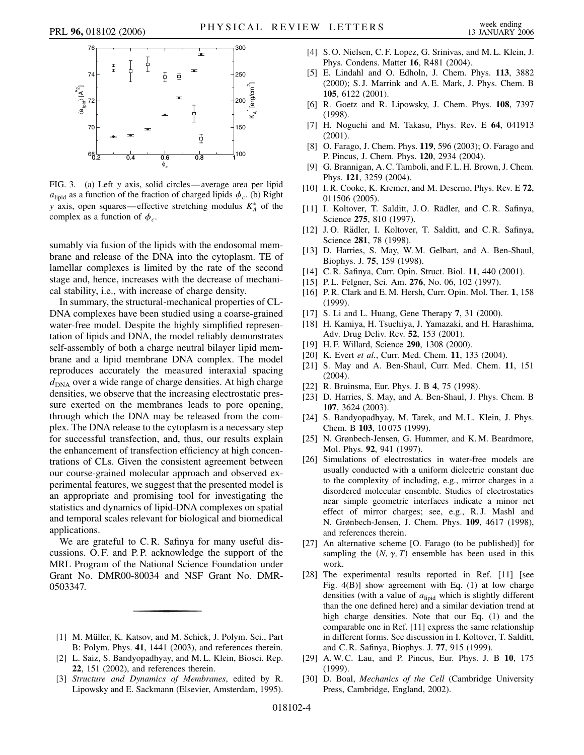76

74

72

70

68

0.2 0.4 0.6 0.8 1

$\langle a_{lipid} \rangle$ [Å$^2$]

$\phi_c$

300

250

200

150

100

$K_A^*$ [erg/cm$^2$]

FIG. 3. (a) Left $y$ axis, solid circles—average area per lipid $a_{\rm lipid}$ as a function of the fraction of charged lipids $\phi_c$. (b) Right $y$ axis, open squares—effective stretching modulus $K_A^*$ of the complex as a function of $\phi_c$.

sumably via fusion of the lipids with the endosomal membrane and release of the DNA into the cytoplasm. TE of lamellar complexes is limited by the rate of the second stage and, hence, increases with the decrease of mechanical stability, i.e., with increase of charge density.

In summary, the structural-mechanical properties of CL-DNA complexes have been studied using a coarse-grained water-free model. Despite the highly simplified representation of lipids and DNA, the model reliably demonstrates self-assembly of both a charge neutral bilayer lipid membrane and a lipid membrane DNA complex. The model reproduces accurately the measured interaxial spacing $d_{\rm DNA}$ over a wide range of charge densities. At high charge densities, we observe that the increasing electrostatic pressure exerted on the membranes leads to pore opening, through which the DNA may be released from the complex. The DNA release to the cytoplasm is a necessary step for successful transfection, and, thus, our results explain the enhancement of transfection efficiency at high concentrations of CLs. Given the consistent agreement between our course-grained molecular approach and observed experimental features, we suggest that the presented model is an appropriate and promising tool for investigating the statistics and dynamics of lipid-DNA complexes on spatial and temporal scales relevant for biological and biomedical applications.

We are grateful to C. R. Safinya for many useful discussions. O. F. and P. P. acknowledge the support of the MRL Program of the National Science Foundation under Grant No. DMR00-80034 and NSF Grant No. DMR-0503347.

---

[1] M. Müller, K. Katsov, and M. Schick, J. Polym. Sci., Part B: Polym. Phys. **41**, 1441 (2003), and references therein.

[2] L. Saiz, S. Bandyopadhyay, and M. L. Klein, Biosci. Rep. **22**, 151 (2002), and references therein.

[3] *Structure and Dynamics of Membranes*, edited by R. Lipowsky and E. Sackmann (Elsevier, Amsterdam, 1995).

[4] S. O. Nielsen, C. F. Lopez, G. Srinivas, and M. L. Klein, J. Phys. Condens. Matter **16**, R481 (2004).

[5] E. Lindahl and O. Edholm, J. Chem. Phys. **113**, 3882 (2000); S. J. Marrink and A. E. Mark, J. Phys. Chem. B **105**, 6122 (2001).

[6] R. Goetz and R. Lipowsky, J. Chem. Phys. **108**, 7397 (1998).

[7] H. Noguchi and M. Takasu, Phys. Rev. E **64**, 041913 (2001).

[8] O. Farago, J. Chem. Phys. **119**, 596 (2003); O. Farago and P. Pincus, J. Chem. Phys. **120**, 2934 (2004).

[9] G. Brannigan, A. C. Tamboli, and F. L. H. Brown, J. Chem. Phys. **121**, 3259 (2004).

[10] I. R. Cooke, K. Kremer, and M. Deserno, Phys. Rev. E **72**, 011506 (2005).

[11] I. Koltover, T. Salditt, J. O. Rädler, and C. R. Safinya, Science **275**, 810 (1997).

[12] J. O. Rädler, I. Koltover, T. Salditt, and C. R. Safinya, Science **281**, 78 (1998).

[13] D. Harries, S. May, W. M. Gelbart, and A. Ben-Shaul, Biophys. J. **75**, 159 (1998).

[14] C. R. Safinya, Curr. Opin. Struct. Biol. **11**, 440 (2001).

[15] P. L. Felgner, Sci. Am. **276**, No. 06, 102 (1997).

[16] P. R. Clark and E. M. Hersh, Curr. Opin. Mol. Ther. **1**, 158 (1999).

[17] S. Li and L. Huang, Gene Therapy **7**, 31 (2000).

[18] H. Kamiya, H. Tsuchiya, J. Yamazaki, and H. Harashima, Adv. Drug Deliv. Rev. **52**, 153 (2001).

[19] H. F. Willard, Science **290**, 1308 (2000).

[20] K. Evert *et al.*, Curr. Med. Chem. **11**, 133 (2004).

[21] S. May and A. Ben-Shaul, Curr. Med. Chem. **11**, 151 (2004).

[22] R. Bruinsma, Eur. Phys. J. B **4**, 75 (1998).

[23] D. Harries, S. May, and A. Ben-Shaul, J. Phys. Chem. B **107**, 3624 (2003).

[24] S. Bandyopadhyay, M. Tarek, and M. L. Klein, J. Phys. Chem. B **103**, 10 075 (1999).

[25] N. Grønbech-Jensen, G. Hummer, and K. M. Beardmore, Mol. Phys. **92**, 941 (1997).

[26] Simulations of electrostatics in water-free models are usually conducted with a uniform dielectric constant due to the complexity of including, e.g., mirror charges in a disordered molecular ensemble. Studies of electrostatics near simple geometric interfaces indicate a minor net effect of mirror charges; see, e.g., R. J. Mashl and N. Grønbech-Jensen, J. Chem. Phys. **109**, 4617 (1998), and references therein.

[27] An alternative scheme [O. Farago (to be published)] for sampling the $(N, \gamma, T)$ ensemble has been used in this work.

[28] The experimental results reported in Ref. [11] [see Fig. 4(B)] show agreement with Eq. (1) at low charge densities (with a value of $a_{\rm lipid}$ which is slightly different than the one defined here) and a similar deviation trend at high charge densities. Note that our Eq. (1) and the comparable one in Ref. [11] express the same relationship in different forms. See discussion in I. Koltover, T. Salditt, and C. R. Safinya, Biophys. J. **77**, 915 (1999).

[29] A. W. C. Lau, and P. Pincus, Eur. Phys. J. B **10**, 175 (1999).

[30] D. Boal, *Mechanics of the Cell* (Cambridge University Press, Cambridge, England, 2002).